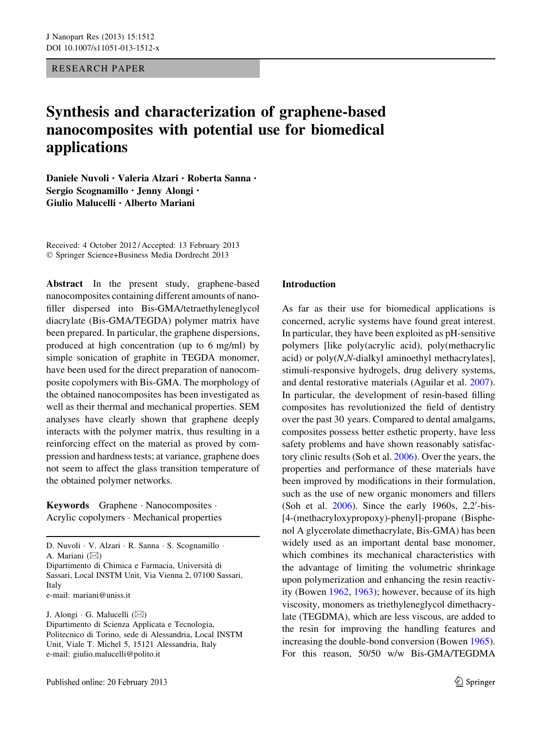RESEARCH PAPER

# Synthesis and characterization of graphene-based nanocomposites with potential use for biomedical applications

**Daniele Nuvoli · Valeria Alzari · Roberta Sanna · Sergio Scognamillo · Jenny Alongi · Giulio Malucelli · Alberto Mariani**

Received: 4 October 2012 / Accepted: 13 February 2013
© Springer Science+Business Media Dordrecht 2013

**Abstract** In the present study, graphene-based nanocomposites containing different amounts of nanofiller dispersed into Bis-GMA/tetraethyleneglycol diacrylate (Bis-GMA/TEGDA) polymer matrix have been prepared. In particular, the graphene dispersions, produced at high concentration (up to 6 mg/ml) by simple sonication of graphite in TEGDA monomer, have been used for the direct preparation of nanocomposite copolymers with Bis-GMA. The morphology of the obtained nanocomposites has been investigated as well as their thermal and mechanical properties. SEM analyses have clearly shown that graphene deeply interacts with the polymer matrix, thus resulting in a reinforcing effect on the material as proved by compression and hardness tests; at variance, graphene does not seem to affect the glass transition temperature of the obtained polymer networks.

**Keywords** Graphene · Nanocomposites · Acrylic copolymers · Mechanical properties

D. Nuvoli · V. Alzari · R. Sanna · S. Scognamillo · A. Mariani (✉)
Dipartimento di Chimica e Farmacia, Università di Sassari, Local INSTM Unit, Via Vienna 2, 07100 Sassari, Italy
e-mail: mariani@uniss.it

J. Alongi · G. Malucelli (✉)
Dipartimento di Scienza Applicata e Tecnologia, Politecnico di Torino, sede di Alessandria, Local INSTM Unit, Viale T. Michel 5, 15121 Alessandria, Italy
e-mail: giulio.malucelli@polito.it

Published online: 20 February 2013

## Introduction

As far as their use for biomedical applications is concerned, acrylic systems have found great interest. In particular, they have been exploited as pH-sensitive polymers [like poly(acrylic acid), poly(methacrylic acid) or poly(*N*,*N*-dialkyl aminoethyl methacrylates], stimuli-responsive hydrogels, drug delivery systems, and dental restorative materials (Aguilar et al. 2007). In particular, the development of resin-based filling composites has revolutionized the field of dentistry over the past 30 years. Compared to dental amalgams, composites possess better esthetic property, have less safety problems and have shown reasonably satisfactory clinic results (Soh et al. 2006). Over the years, the properties and performance of these materials have been improved by modifications in their formulation, such as the use of new organic monomers and fillers (Soh et al. 2006). Since the early 1960s, 2,2′-bis-[4-(methacryloxypropoxy)-phenyl]-propane (Bisphenol A glycerolate dimethacrylate, Bis-GMA) has been widely used as an important dental base monomer, which combines its mechanical characteristics with the advantage of limiting the volumetric shrinkage upon polymerization and enhancing the resin reactivity (Bowen 1962, 1963); however, because of its high viscosity, monomers as triethyleneglycol dimethacrylate (TEGDMA), which are less viscous, are added to the resin for improving the handling features and increasing the double-bond conversion (Bowen 1965). For this reason, 50/50 w/w Bis-GMA/TEGDMA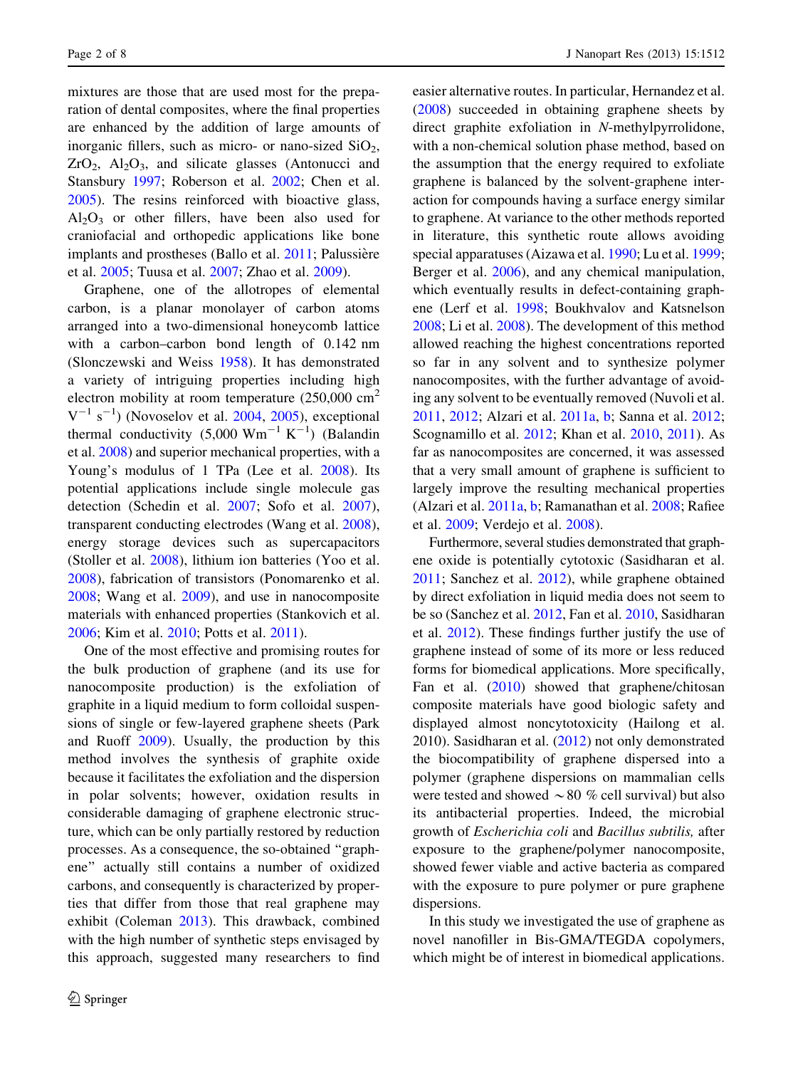mixtures are those that are used most for the preparation of dental composites, where the final properties are enhanced by the addition of large amounts of inorganic fillers, such as micro- or nano-sized $SiO_2$, $ZrO_2$, $Al_2O_3$, and silicate glasses (Antonucci and Stansbury 1997; Roberson et al. 2002; Chen et al. 2005). The resins reinforced with bioactive glass, $Al_2O_3$ or other fillers, have been also used for craniofacial and orthopedic applications like bone implants and prostheses (Ballo et al. 2011; Palussière et al. 2005; Tuusa et al. 2007; Zhao et al. 2009).

Graphene, one of the allotropes of elemental carbon, is a planar monolayer of carbon atoms arranged into a two-dimensional honeycomb lattice with a carbon–carbon bond length of 0.142 nm (Slonczewski and Weiss 1958). It has demonstrated a variety of intriguing properties including high electron mobility at room temperature (250,000 $cm^2 V^{-1} s^{-1}$) (Novoselov et al. 2004, 2005), exceptional thermal conductivity (5,000 $Wm^{-1} K^{-1}$) (Balandin et al. 2008) and superior mechanical properties, with a Young's modulus of 1 TPa (Lee et al. 2008). Its potential applications include single molecule gas detection (Schedin et al. 2007; Sofo et al. 2007), transparent conducting electrodes (Wang et al. 2008), energy storage devices such as supercapacitors (Stoller et al. 2008), lithium ion batteries (Yoo et al. 2008), fabrication of transistors (Ponomarenko et al. 2008; Wang et al. 2009), and use in nanocomposite materials with enhanced properties (Stankovich et al. 2006; Kim et al. 2010; Potts et al. 2011).

One of the most effective and promising routes for the bulk production of graphene (and its use for nanocomposite production) is the exfoliation of graphite in a liquid medium to form colloidal suspensions of single or few-layered graphene sheets (Park and Ruoff 2009). Usually, the production by this method involves the synthesis of graphite oxide because it facilitates the exfoliation and the dispersion in polar solvents; however, oxidation results in considerable damaging of graphene electronic structure, which can be only partially restored by reduction processes. As a consequence, the so-obtained "graphene" actually still contains a number of oxidized carbons, and consequently is characterized by properties that differ from those that real graphene may exhibit (Coleman 2013). This drawback, combined with the high number of synthetic steps envisaged by this approach, suggested many researchers to find easier alternative routes. In particular, Hernandez et al. (2008) succeeded in obtaining graphene sheets by direct graphite exfoliation in *N*-methylpyrrolidone, with a non-chemical solution phase method, based on the assumption that the energy required to exfoliate graphene is balanced by the solvent-graphene interaction for compounds having a surface energy similar to graphene. At variance to the other methods reported in literature, this synthetic route allows avoiding special apparatuses (Aizawa et al. 1990; Lu et al. 1999; Berger et al. 2006), and any chemical manipulation, which eventually results in defect-containing graphene (Lerf et al. 1998; Boukhvalov and Katsnelson 2008; Li et al. 2008). The development of this method allowed reaching the highest concentrations reported so far in any solvent and to synthesize polymer nanocomposites, with the further advantage of avoiding any solvent to be eventually removed (Nuvoli et al. 2011, 2012; Alzari et al. 2011a, b; Sanna et al. 2012; Scognamillo et al. 2012; Khan et al. 2010, 2011). As far as nanocomposites are concerned, it was assessed that a very small amount of graphene is sufficient to largely improve the resulting mechanical properties (Alzari et al. 2011a, b; Ramanathan et al. 2008; Rafiee et al. 2009; Verdejo et al. 2008).

Furthermore, several studies demonstrated that graphene oxide is potentially cytotoxic (Sasidharan et al. 2011; Sanchez et al. 2012), while graphene obtained by direct exfoliation in liquid media does not seem to be so (Sanchez et al. 2012, Fan et al. 2010, Sasidharan et al. 2012). These findings further justify the use of graphene instead of some of its more or less reduced forms for biomedical applications. More specifically, Fan et al. (2010) showed that graphene/chitosan composite materials have good biologic safety and displayed almost noncytotoxicity (Hailong et al. 2010). Sasidharan et al. (2012) not only demonstrated the biocompatibility of graphene dispersed into a polymer (graphene dispersions on mammalian cells were tested and showed ~80 % cell survival) but also its antibacterial properties. Indeed, the microbial growth of *Escherichia coli* and *Bacillus subtilis,* after exposure to the graphene/polymer nanocomposite, showed fewer viable and active bacteria as compared with the exposure to pure polymer or pure graphene dispersions.

In this study we investigated the use of graphene as novel nanofiller in Bis-GMA/TEGDA copolymers, which might be of interest in biomedical applications.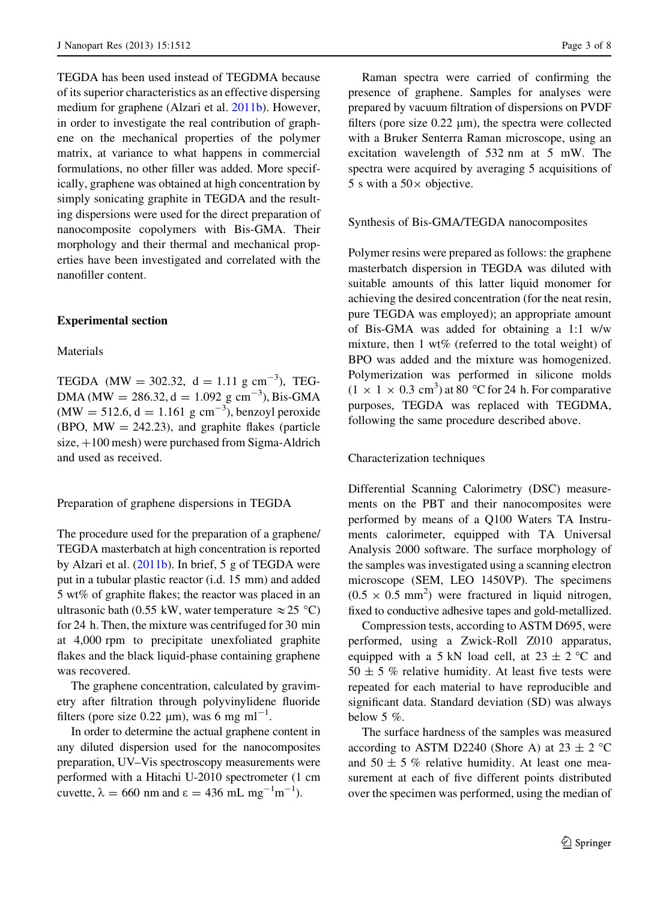TEGDA has been used instead of TEGDMA because of its superior characteristics as an effective dispersing medium for graphene (Alzari et al. 2011b). However, in order to investigate the real contribution of graphene on the mechanical properties of the polymer matrix, at variance to what happens in commercial formulations, no other filler was added. More specifically, graphene was obtained at high concentration by simply sonicating graphite in TEGDA and the resulting dispersions were used for the direct preparation of nanocomposite copolymers with Bis-GMA. Their morphology and their thermal and mechanical properties have been investigated and correlated with the nanofiller content.

## Experimental section

### Materials

TEGDA (MW = 302.32, d = 1.11 g $cm^{-3}$), TEGDMA (MW = 286.32, d = 1.092 g $cm^{-3}$), Bis-GMA (MW = 512.6, d = 1.161 g $cm^{-3}$), benzoyl peroxide (BPO, MW = 242.23), and graphite flakes (particle size, +100 mesh) were purchased from Sigma-Aldrich and used as received.

### Preparation of graphene dispersions in TEGDA

The procedure used for the preparation of a graphene/TEGDA masterbatch at high concentration is reported by Alzari et al. (2011b). In brief, 5 g of TEGDA were put in a tubular plastic reactor (i.d. 15 mm) and added 5 wt% of graphite flakes; the reactor was placed in an ultrasonic bath (0.55 kW, water temperature ≈25 °C) for 24 h. Then, the mixture was centrifuged for 30 min at 4,000 rpm to precipitate unexfoliated graphite flakes and the black liquid-phase containing graphene was recovered.

The graphene concentration, calculated by gravimetry after filtration through polyvinylidene fluoride filters (pore size 0.22 μm), was 6 mg $ml^{-1}$.

In order to determine the actual graphene content in any diluted dispersion used for the nanocomposites preparation, UV–Vis spectroscopy measurements were performed with a Hitachi U-2010 spectrometer (1 cm cuvette, $\lambda = 660$ nm and $\varepsilon = 436$ mL $mg^{-1}m^{-1}$).

Raman spectra were carried of confirming the presence of graphene. Samples for analyses were prepared by vacuum filtration of dispersions on PVDF filters (pore size 0.22 μm), the spectra were collected with a Bruker Senterra Raman microscope, using an excitation wavelength of 532 nm at 5 mW. The spectra were acquired by averaging 5 acquisitions of 5 s with a 50× objective.

### Synthesis of Bis-GMA/TEGDA nanocomposites

Polymer resins were prepared as follows: the graphene masterbatch dispersion in TEGDA was diluted with suitable amounts of this latter liquid monomer for achieving the desired concentration (for the neat resin, pure TEGDA was employed); an appropriate amount of Bis-GMA was added for obtaining a 1:1 w/w mixture, then 1 wt% (referred to the total weight) of BPO was added and the mixture was homogenized. Polymerization was performed in silicone molds ($1 \times 1 \times 0.3$ $cm^3$) at 80 °C for 24 h. For comparative purposes, TEGDA was replaced with TEGDMA, following the same procedure described above.

### Characterization techniques

Differential Scanning Calorimetry (DSC) measurements on the PBT and their nanocomposites were performed by means of a Q100 Waters TA Instruments calorimeter, equipped with TA Universal Analysis 2000 software. The surface morphology of the samples was investigated using a scanning electron microscope (SEM, LEO 1450VP). The specimens ($0.5 \times 0.5$ $mm^2$) were fractured in liquid nitrogen, fixed to conductive adhesive tapes and gold-metallized.

Compression tests, according to ASTM D695, were performed, using a Zwick-Roll Z010 apparatus, equipped with a 5 kN load cell, at 23 ± 2 °C and 50 ± 5 % relative humidity. At least five tests were repeated for each material to have reproducible and significant data. Standard deviation (SD) was always below 5 %.

The surface hardness of the samples was measured according to ASTM D2240 (Shore A) at 23 ± 2 °C and 50 ± 5 % relative humidity. At least one measurement at each of five different points distributed over the specimen was performed, using the median of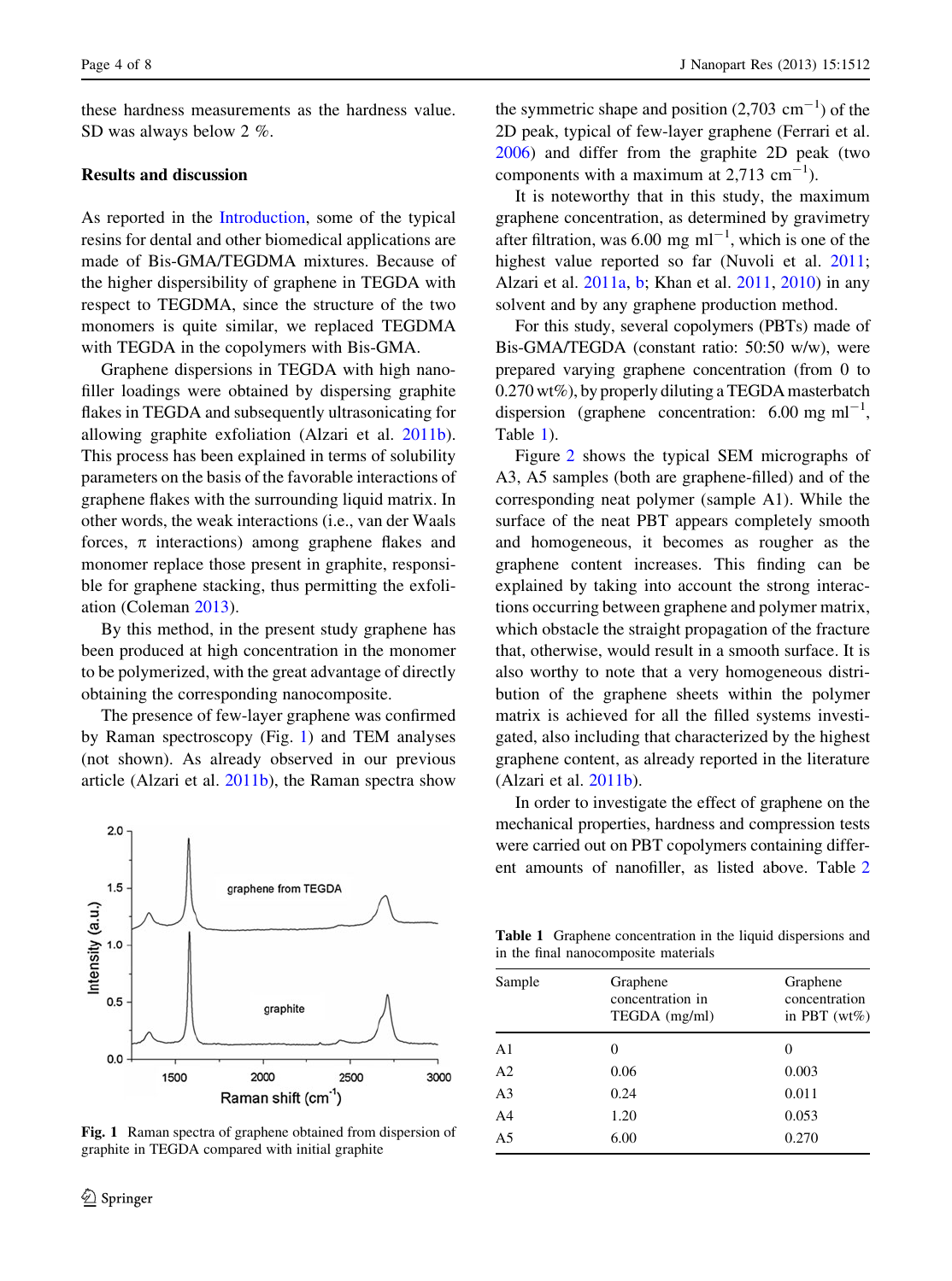these hardness measurements as the hardness value. SD was always below 2 %.

## Results and discussion

As reported in the Introduction, some of the typical resins for dental and other biomedical applications are made of Bis-GMA/TEGDMA mixtures. Because of the higher dispersibility of graphene in TEGDA with respect to TEGDMA, since the structure of the two monomers is quite similar, we replaced TEGDMA with TEGDA in the copolymers with Bis-GMA.

Graphene dispersions in TEGDA with high nanofiller loadings were obtained by dispersing graphite flakes in TEGDA and subsequently ultrasonicating for allowing graphite exfoliation (Alzari et al. 2011b). This process has been explained in terms of solubility parameters on the basis of the favorable interactions of graphene flakes with the surrounding liquid matrix. In other words, the weak interactions (i.e., van der Waals forces, π interactions) among graphene flakes and monomer replace those present in graphite, responsible for graphene stacking, thus permitting the exfoliation (Coleman 2013).

By this method, in the present study graphene has been produced at high concentration in the monomer to be polymerized, with the great advantage of directly obtaining the corresponding nanocomposite.

The presence of few-layer graphene was confirmed by Raman spectroscopy (Fig. 1) and TEM analyses (not shown). As already observed in our previous article (Alzari et al. 2011b), the Raman spectra show the symmetric shape and position (2,703 $cm^{-1}$) of the 2D peak, typical of few-layer graphene (Ferrari et al. 2006) and differ from the graphite 2D peak (two components with a maximum at 2,713 $cm^{-1}$).

Fig. 1 Raman spectra of graphene obtained from dispersion of graphite in TEGDA compared with initial graphite

It is noteworthy that in this study, the maximum graphene concentration, as determined by gravimetry after filtration, was 6.00 mg $ml^{-1}$, which is one of the highest value reported so far (Nuvoli et al. 2011; Alzari et al. 2011a, b; Khan et al. 2011, 2010) in any solvent and by any graphene production method.

For this study, several copolymers (PBTs) made of Bis-GMA/TEGDA (constant ratio: 50:50 w/w), were prepared varying graphene concentration (from 0 to 0.270 wt%), by properly diluting a TEGDA masterbatch dispersion (graphene concentration: 6.00 mg $ml^{-1}$, Table 1).

Figure 2 shows the typical SEM micrographs of A3, A5 samples (both are graphene-filled) and of the corresponding neat polymer (sample A1). While the surface of the neat PBT appears completely smooth and homogeneous, it becomes as rougher as the graphene content increases. This finding can be explained by taking into account the strong interactions occurring between graphene and polymer matrix, which obstacle the straight propagation of the fracture that, otherwise, would result in a smooth surface. It is also worthy to note that a very homogeneous distribution of the graphene sheets within the polymer matrix is achieved for all the filled systems investigated, also including that characterized by the highest graphene content, as already reported in the literature (Alzari et al. 2011b).

In order to investigate the effect of graphene on the mechanical properties, hardness and compression tests were carried out on PBT copolymers containing different amounts of nanofiller, as listed above. Table 2

**Table 1** Graphene concentration in the liquid dispersions and in the final nanocomposite materials

| Sample | Graphene concentration in TEGDA (mg/ml) | Graphene concentration in PBT (wt%) |
|---|---|---|
| A1 | 0 | 0 |
| A2 | 0.06 | 0.003 |
| A3 | 0.24 | 0.011 |
| A4 | 1.20 | 0.053 |
| A5 | 6.00 | 0.270 |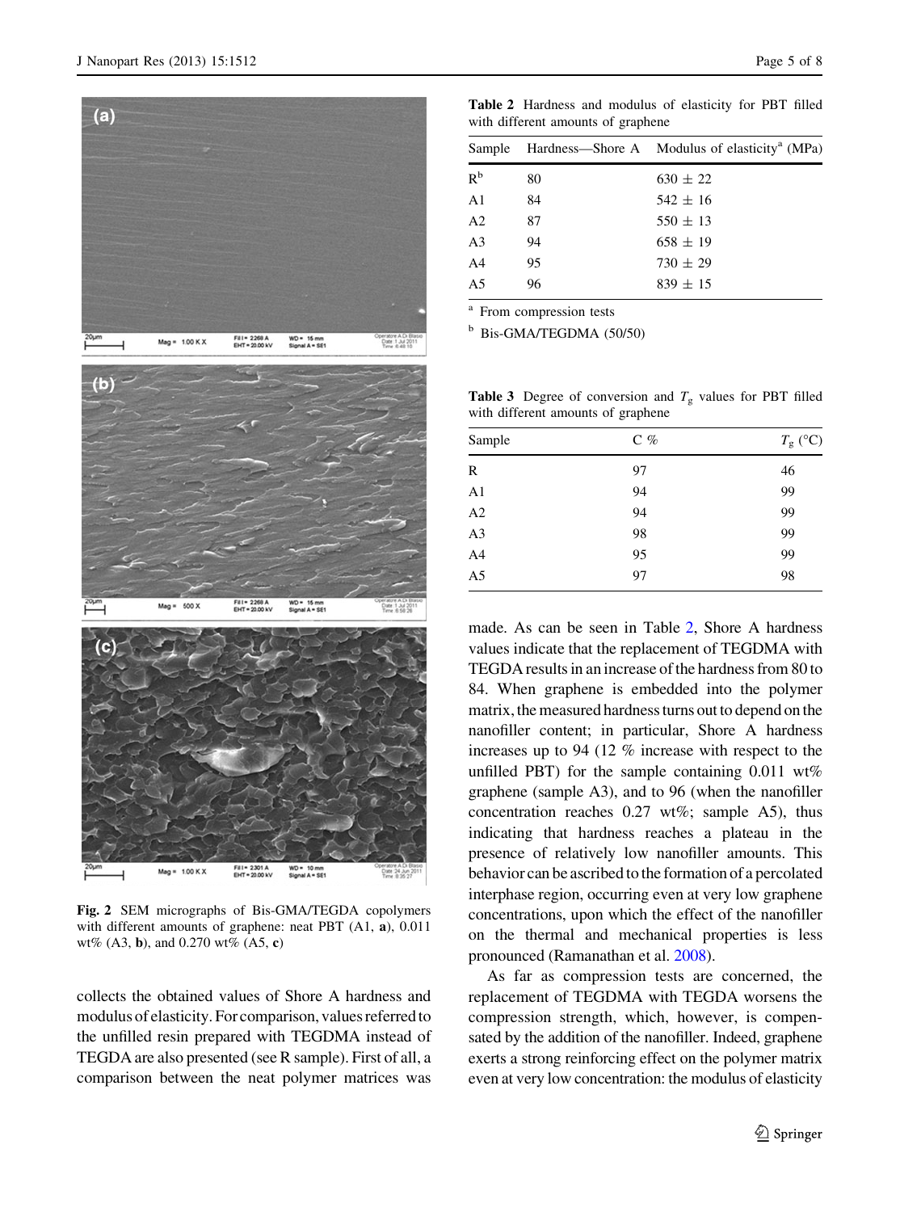Fig. 2 SEM micrographs of Bis-GMA/TEGDA copolymers with different amounts of graphene: neat PBT (A1, **a**), 0.011 wt% (A3, **b**), and 0.270 wt% (A5, **c**)

collects the obtained values of Shore A hardness and modulus of elasticity. For comparison, values referred to the unfilled resin prepared with TEGDMA instead of TEGDA are also presented (see R sample). First of all, a comparison between the neat polymer matrices was made. As can be seen in Table 2, Shore A hardness values indicate that the replacement of TEGDMA with TEGDA results in an increase of the hardness from 80 to 84. When graphene is embedded into the polymer matrix, the measured hardness turns out to depend on the nanofiller content; in particular, Shore A hardness increases up to 94 (12 % increase with respect to the unfilled PBT) for the sample containing 0.011 wt% graphene (sample A3), and to 96 (when the nanofiller concentration reaches 0.27 wt%; sample A5), thus indicating that hardness reaches a plateau in the presence of relatively low nanofiller amounts. This behavior can be ascribed to the formation of a percolated interphase region, occurring even at very low graphene concentrations, upon which the effect of the nanofiller on the thermal and mechanical properties is less pronounced (Ramanathan et al. 2008).

As far as compression tests are concerned, the replacement of TEGDMA with TEGDA worsens the compression strength, which, however, is compensated by the addition of the nanofiller. Indeed, graphene exerts a strong reinforcing effect on the polymer matrix even at very low concentration: the modulus of elasticity

**Table 2** Hardness and modulus of elasticity for PBT filled with different amounts of graphene

| Sample | Hardness—Shore A | Modulus of elasticity[a] (MPa) |
|---|---|---|
| R[b] | 80 | 630 ± 22 |
| A1 | 84 | 542 ± 16 |
| A2 | 87 | 550 ± 13 |
| A3 | 94 | 658 ± 19 |
| A4 | 95 | 730 ± 29 |
| A5 | 96 | 839 ± 15 |

[a] From compression tests

[b] Bis-GMA/TEGDMA (50/50)

**Table 3** Degree of conversion and $T_g$ values for PBT filled with different amounts of graphene

| Sample | C % | $T_g$ (°C) |
|---|---|---|
| R | 97 | 46 |
| A1 | 94 | 99 |
| A2 | 94 | 99 |
| A3 | 98 | 99 |
| A4 | 95 | 99 |
| A5 | 97 | 98 |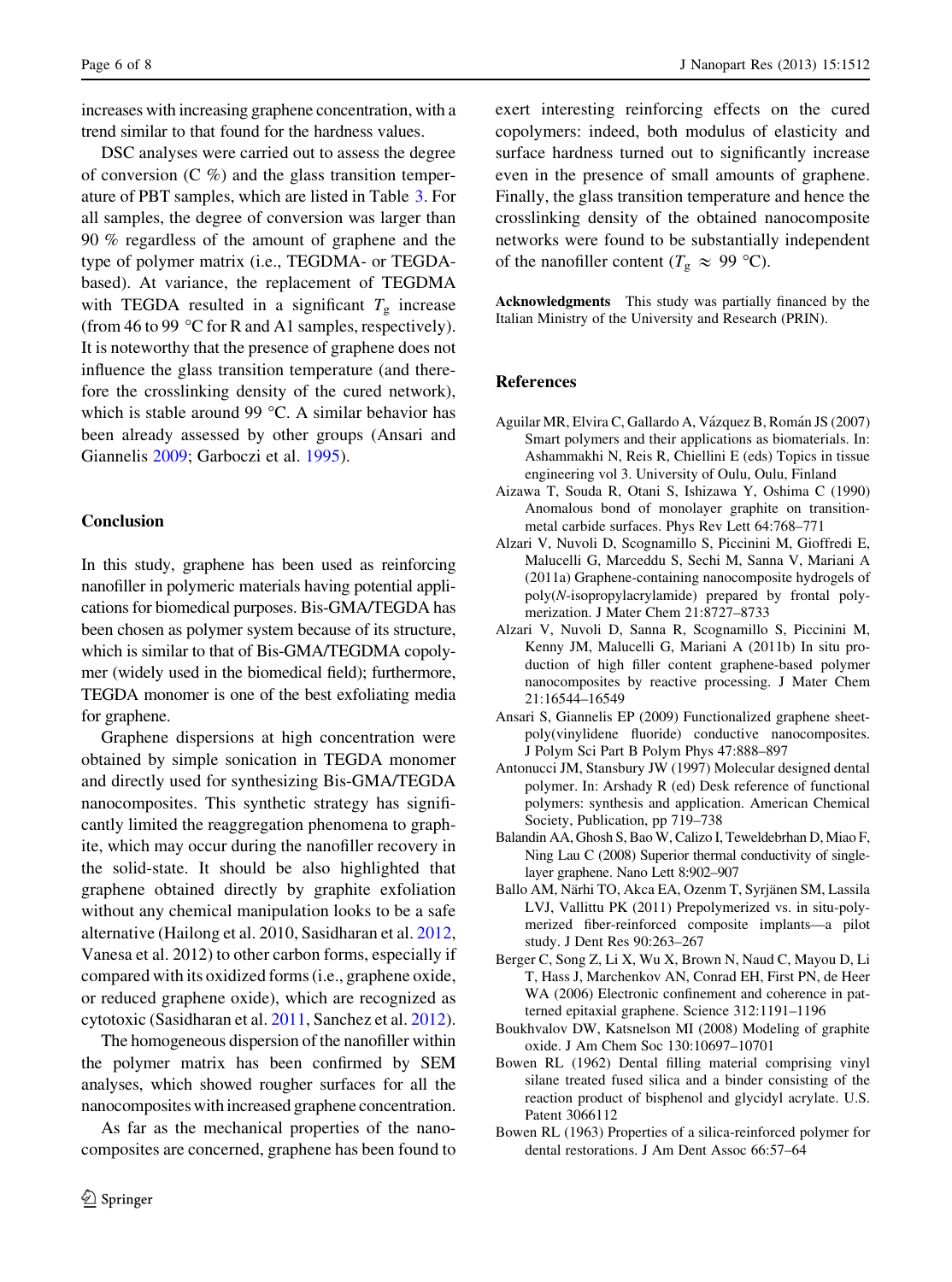increases with increasing graphene concentration, with a trend similar to that found for the hardness values.

DSC analyses were carried out to assess the degree of conversion (C %) and the glass transition temperature of PBT samples, which are listed in Table 3. For all samples, the degree of conversion was larger than 90 % regardless of the amount of graphene and the type of polymer matrix (i.e., TEGDMA- or TEGDA-based). At variance, the replacement of TEGDMA with TEGDA resulted in a significant $T_g$ increase (from 46 to 99 °C for R and A1 samples, respectively). It is noteworthy that the presence of graphene does not influence the glass transition temperature (and therefore the crosslinking density of the cured network), which is stable around 99 °C. A similar behavior has been already assessed by other groups (Ansari and Giannelis 2009; Garboczi et al. 1995).

## Conclusion

In this study, graphene has been used as reinforcing nanofiller in polymeric materials having potential applications for biomedical purposes. Bis-GMA/TEGDA has been chosen as polymer system because of its structure, which is similar to that of Bis-GMA/TEGDMA copolymer (widely used in the biomedical field); furthermore, TEGDA monomer is one of the best exfoliating media for graphene.

Graphene dispersions at high concentration were obtained by simple sonication in TEGDA monomer and directly used for synthesizing Bis-GMA/TEGDA nanocomposites. This synthetic strategy has significantly limited the reaggregation phenomena to graphite, which may occur during the nanofiller recovery in the solid-state. It should be also highlighted that graphene obtained directly by graphite exfoliation without any chemical manipulation looks to be a safe alternative (Hailong et al. 2010, Sasidharan et al. 2012, Vanesa et al. 2012) to other carbon forms, especially if compared with its oxidized forms (i.e., graphene oxide, or reduced graphene oxide), which are recognized as cytotoxic (Sasidharan et al. 2011, Sanchez et al. 2012).

The homogeneous dispersion of the nanofiller within the polymer matrix has been confirmed by SEM analyses, which showed rougher surfaces for all the nanocomposites with increased graphene concentration.

As far as the mechanical properties of the nanocomposites are concerned, graphene has been found to exert interesting reinforcing effects on the cured copolymers: indeed, both modulus of elasticity and surface hardness turned out to significantly increase even in the presence of small amounts of graphene. Finally, the glass transition temperature and hence the crosslinking density of the obtained nanocomposite networks were found to be substantially independent of the nanofiller content ($T_g \approx 99$ °C).

**Acknowledgments** This study was partially financed by the Italian Ministry of the University and Research (PRIN).

## References

Aguilar MR, Elvira C, Gallardo A, Vázquez B, Román JS (2007) Smart polymers and their applications as biomaterials. In: Ashammakhi N, Reis R, Chiellini E (eds) Topics in tissue engineering vol 3. University of Oulu, Oulu, Finland

Aizawa T, Souda R, Otani S, Ishizawa Y, Oshima C (1990) Anomalous bond of monolayer graphite on transition-metal carbide surfaces. Phys Rev Lett 64:768–771

Alzari V, Nuvoli D, Scognamillo S, Piccinini M, Gioffredi E, Malucelli G, Marceddu S, Sechi M, Sanna V, Mariani A (2011a) Graphene-containing nanocomposite hydrogels of poly(*N*-isopropylacrylamide) prepared by frontal polymerization. J Mater Chem 21:8727–8733

Alzari V, Nuvoli D, Sanna R, Scognamillo S, Piccinini M, Kenny JM, Malucelli G, Mariani A (2011b) In situ production of high filler content graphene-based polymer nanocomposites by reactive processing. J Mater Chem 21:16544–16549

Ansari S, Giannelis EP (2009) Functionalized graphene sheet-poly(vinylidene fluoride) conductive nanocomposites. J Polym Sci Part B Polym Phys 47:888–897

Antonucci JM, Stansbury JW (1997) Molecular designed dental polymer. In: Arshady R (ed) Desk reference of functional polymers: synthesis and application. American Chemical Society, Publication, pp 719–738

Balandin AA, Ghosh S, Bao W, Calizo I, Teweldebrhan D, Miao F, Ning Lau C (2008) Superior thermal conductivity of single-layer graphene. Nano Lett 8:902–907

Ballo AM, Närhi TO, Akca EA, Ozenm T, Syrjänen SM, Lassila LVJ, Vallittu PK (2011) Prepolymerized vs. in situ-polymerized fiber-reinforced composite implants—a pilot study. J Dent Res 90:263–267

Berger C, Song Z, Li X, Wu X, Brown N, Naud C, Mayou D, Li T, Hass J, Marchenkov AN, Conrad EH, First PN, de Heer WA (2006) Electronic confinement and coherence in patterned epitaxial graphene. Science 312:1191–1196

Boukhvalov DW, Katsnelson MI (2008) Modeling of graphite oxide. J Am Chem Soc 130:10697–10701

Bowen RL (1962) Dental filling material comprising vinyl silane treated fused silica and a binder consisting of the reaction product of bisphenol and glycidyl acrylate. U.S. Patent 3066112

Bowen RL (1963) Properties of a silica-reinforced polymer for dental restorations. J Am Dent Assoc 66:57–64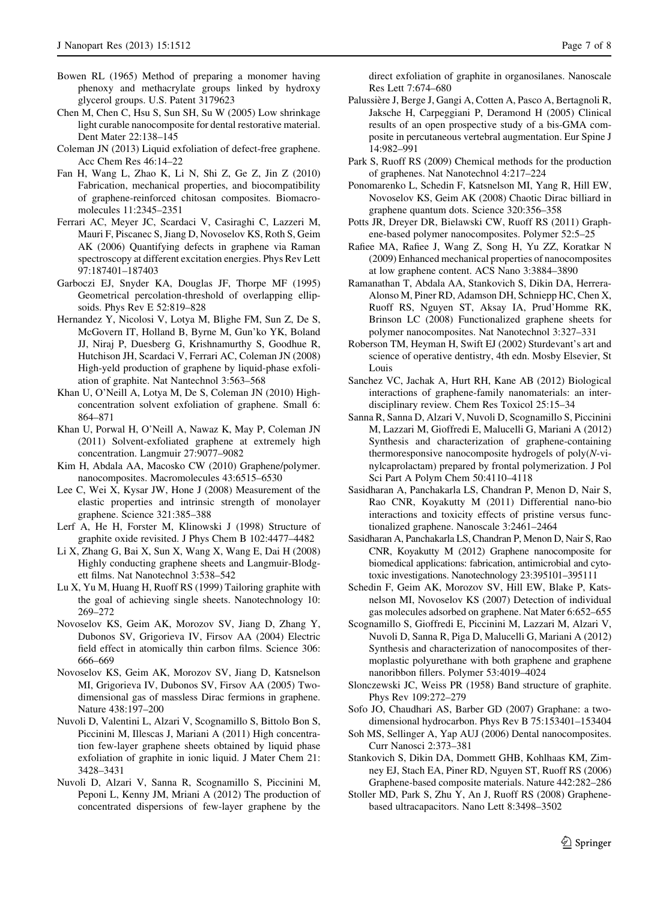Bowen RL (1965) Method of preparing a monomer having phenoxy and methacrylate groups linked by hydroxy glycerol groups. U.S. Patent 3179623

Chen M, Chen C, Hsu S, Sun SH, Su W (2005) Low shrinkage light curable nanocomposite for dental restorative material. Dent Mater 22:138–145

Coleman JN (2013) Liquid exfoliation of defect-free graphene. Acc Chem Res 46:14–22

Fan H, Wang L, Zhao K, Li N, Shi Z, Ge Z, Jin Z (2010) Fabrication, mechanical properties, and biocompatibility of graphene-reinforced chitosan composites. Biomacromolecules 11:2345–2351

Ferrari AC, Meyer JC, Scardaci V, Casiraghi C, Lazzeri M, Mauri F, Piscanec S, Jiang D, Novoselov KS, Roth S, Geim AK (2006) Quantifying defects in graphene via Raman spectroscopy at different excitation energies. Phys Rev Lett 97:187401–187403

Garboczi EJ, Snyder KA, Douglas JF, Thorpe MF (1995) Geometrical percolation-threshold of overlapping ellipsoids. Phys Rev E 52:819–828

Hernandez Y, Nicolosi V, Lotya M, Blighe FM, Sun Z, De S, McGovern IT, Holland B, Byrne M, Gun'ko YK, Boland JJ, Niraj P, Duesberg G, Krishnamurthy S, Goodhue R, Hutchison JH, Scardaci V, Ferrari AC, Coleman JN (2008) High-yeld production of graphene by liquid-phase exfoliation of graphite. Nat Nantechnol 3:563–568

Khan U, O'Neill A, Lotya M, De S, Coleman JN (2010) High-concentration solvent exfoliation of graphene. Small 6: 864–871

Khan U, Porwal H, O'Neill A, Nawaz K, May P, Coleman JN (2011) Solvent-exfoliated graphene at extremely high concentration. Langmuir 27:9077–9082

Kim H, Abdala AA, Macosko CW (2010) Graphene/polymer. nanocomposites. Macromolecules 43:6515–6530

Lee C, Wei X, Kysar JW, Hone J (2008) Measurement of the elastic properties and intrinsic strength of monolayer graphene. Science 321:385–388

Lerf A, He H, Forster M, Klinowski J (1998) Structure of graphite oxide revisited. J Phys Chem B 102:4477–4482

Li X, Zhang G, Bai X, Sun X, Wang X, Wang E, Dai H (2008) Highly conducting graphene sheets and Langmuir-Blodgett films. Nat Nanotechnol 3:538–542

Lu X, Yu M, Huang H, Ruoff RS (1999) Tailoring graphite with the goal of achieving single sheets. Nanotechnology 10: 269–272

Novoselov KS, Geim AK, Morozov SV, Jiang D, Zhang Y, Dubonos SV, Grigorieva IV, Firsov AA (2004) Electric field effect in atomically thin carbon films. Science 306: 666–669

Novoselov KS, Geim AK, Morozov SV, Jiang D, Katsnelson MI, Grigorieva IV, Dubonos SV, Firsov AA (2005) Two-dimensional gas of massless Dirac fermions in graphene. Nature 438:197–200

Nuvoli D, Valentini L, Alzari V, Scognamillo S, Bittolo Bon S, Piccinini M, Illescas J, Mariani A (2011) High concentration few-layer graphene sheets obtained by liquid phase exfoliation of graphite in ionic liquid. J Mater Chem 21: 3428–3431

Nuvoli D, Alzari V, Sanna R, Scognamillo S, Piccinini M, Peponi L, Kenny JM, Mriani A (2012) The production of concentrated dispersions of few-layer graphene by the direct exfoliation of graphite in organosilanes. Nanoscale Res Lett 7:674–680

Palussière J, Berge J, Gangi A, Cotten A, Pasco A, Bertagnoli R, Jaksche H, Carpeggiani P, Deramond H (2005) Clinical results of an open prospective study of a bis-GMA composite in percutaneous vertebral augmentation. Eur Spine J 14:982–991

Park S, Ruoff RS (2009) Chemical methods for the production of graphenes. Nat Nanotechnol 4:217–224

Ponomarenko L, Schedin F, Katsnelson MI, Yang R, Hill EW, Novoselov KS, Geim AK (2008) Chaotic Dirac billiard in graphene quantum dots. Science 320:356–358

Potts JR, Dreyer DR, Bielawski CW, Ruoff RS (2011) Graphene-based polymer nanocomposites. Polymer 52:5–25

Rafiee MA, Rafiee J, Wang Z, Song H, Yu ZZ, Koratkar N (2009) Enhanced mechanical properties of nanocomposites at low graphene content. ACS Nano 3:3884–3890

Ramanathan T, Abdala AA, Stankovich S, Dikin DA, Herrera-Alonso M, Piner RD, Adamson DH, Schniepp HC, Chen X, Ruoff RS, Nguyen ST, Aksay IA, Prud'Homme RK, Brinson LC (2008) Functionalized graphene sheets for polymer nanocomposites. Nat Nanotechnol 3:327–331

Roberson TM, Heyman H, Swift EJ (2002) Sturdevant's art and science of operative dentistry, 4th edn. Mosby Elsevier, St Louis

Sanchez VC, Jachak A, Hurt RH, Kane AB (2012) Biological interactions of graphene-family nanomaterials: an interdisciplinary review. Chem Res Toxicol 25:15–34

Sanna R, Sanna D, Alzari V, Nuvoli D, Scognamillo S, Piccinini M, Lazzari M, Gioffredi E, Malucelli G, Mariani A (2012) Synthesis and characterization of graphene-containing thermoresponsive nanocomposite hydrogels of poly(*N*-vinylcaprolactam) prepared by frontal polymerization. J Pol Sci Part A Polym Chem 50:4110–4118

Sasidharan A, Panchakarla LS, Chandran P, Menon D, Nair S, Rao CNR, Koyakutty M (2011) Differential nano-bio interactions and toxicity effects of pristine versus functionalized graphene. Nanoscale 3:2461–2464

Sasidharan A, Panchakarla LS, Chandran P, Menon D, Nair S, Rao CNR, Koyakutty M (2012) Graphene nanocomposite for biomedical applications: fabrication, antimicrobial and cytotoxic investigations. Nanotechnology 23:395101–395111

Schedin F, Geim AK, Morozov SV, Hill EW, Blake P, Katsnelson MI, Novoselov KS (2007) Detection of individual gas molecules adsorbed on graphene. Nat Mater 6:652–655

Scognamillo S, Gioffredi E, Piccinini M, Lazzari M, Alzari V, Nuvoli D, Sanna R, Piga D, Malucelli G, Mariani A (2012) Synthesis and characterization of nanocomposites of thermoplastic polyurethane with both graphene and graphene nanoribbon fillers. Polymer 53:4019–4024

Slonczewski JC, Weiss PR (1958) Band structure of graphite. Phys Rev 109:272–279

Sofo JO, Chaudhari AS, Barber GD (2007) Graphane: a two-dimensional hydrocarbon. Phys Rev B 75:153401–153404

Soh MS, Sellinger A, Yap AUJ (2006) Dental nanocomposites. Curr Nanosci 2:373–381

Stankovich S, Dikin DA, Dommett GHB, Kohlhaas KM, Zimney EJ, Stach EA, Piner RD, Nguyen ST, Ruoff RS (2006) Graphene-based composite materials. Nature 442:282–286

Stoller MD, Park S, Zhu Y, An J, Ruoff RS (2008) Graphene-based ultracapacitors. Nano Lett 8:3498–3502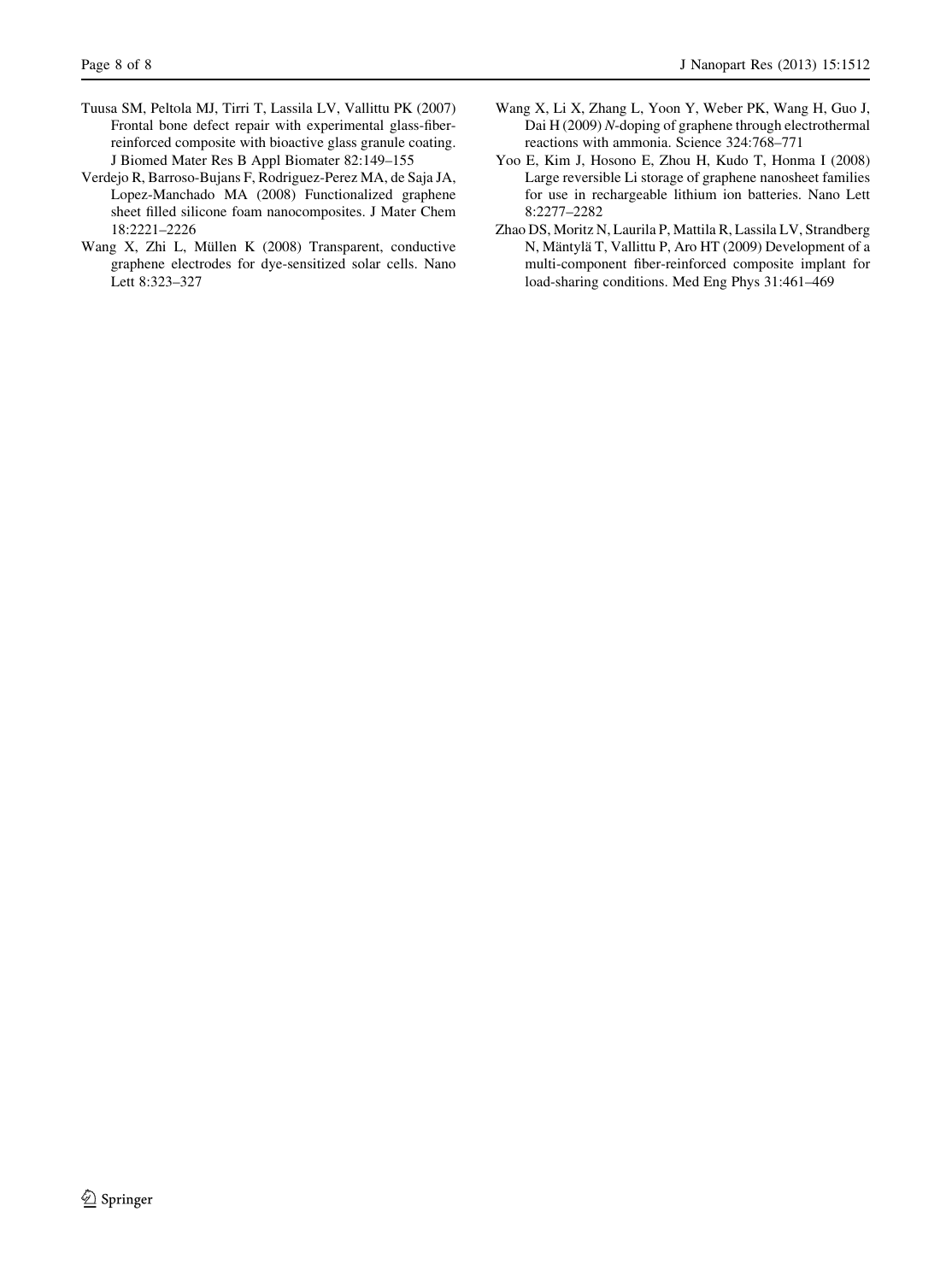Tuusa SM, Peltola MJ, Tirri T, Lassila LV, Vallittu PK (2007) Frontal bone defect repair with experimental glass-fiber-reinforced composite with bioactive glass granule coating. J Biomed Mater Res B Appl Biomater 82:149–155

Verdejo R, Barroso-Bujans F, Rodriguez-Perez MA, de Saja JA, Lopez-Manchado MA (2008) Functionalized graphene sheet filled silicone foam nanocomposites. J Mater Chem 18:2221–2226

Wang X, Zhi L, Müllen K (2008) Transparent, conductive graphene electrodes for dye-sensitized solar cells. Nano Lett 8:323–327

Wang X, Li X, Zhang L, Yoon Y, Weber PK, Wang H, Guo J, Dai H (2009) *N*-doping of graphene through electrothermal reactions with ammonia. Science 324:768–771

Yoo E, Kim J, Hosono E, Zhou H, Kudo T, Honma I (2008) Large reversible Li storage of graphene nanosheet families for use in rechargeable lithium ion batteries. Nano Lett 8:2277–2282

Zhao DS, Moritz N, Laurila P, Mattila R, Lassila LV, Strandberg N, Mäntylä T, Vallittu P, Aro HT (2009) Development of a multi-component fiber-reinforced composite implant for load-sharing conditions. Med Eng Phys 31:461–469